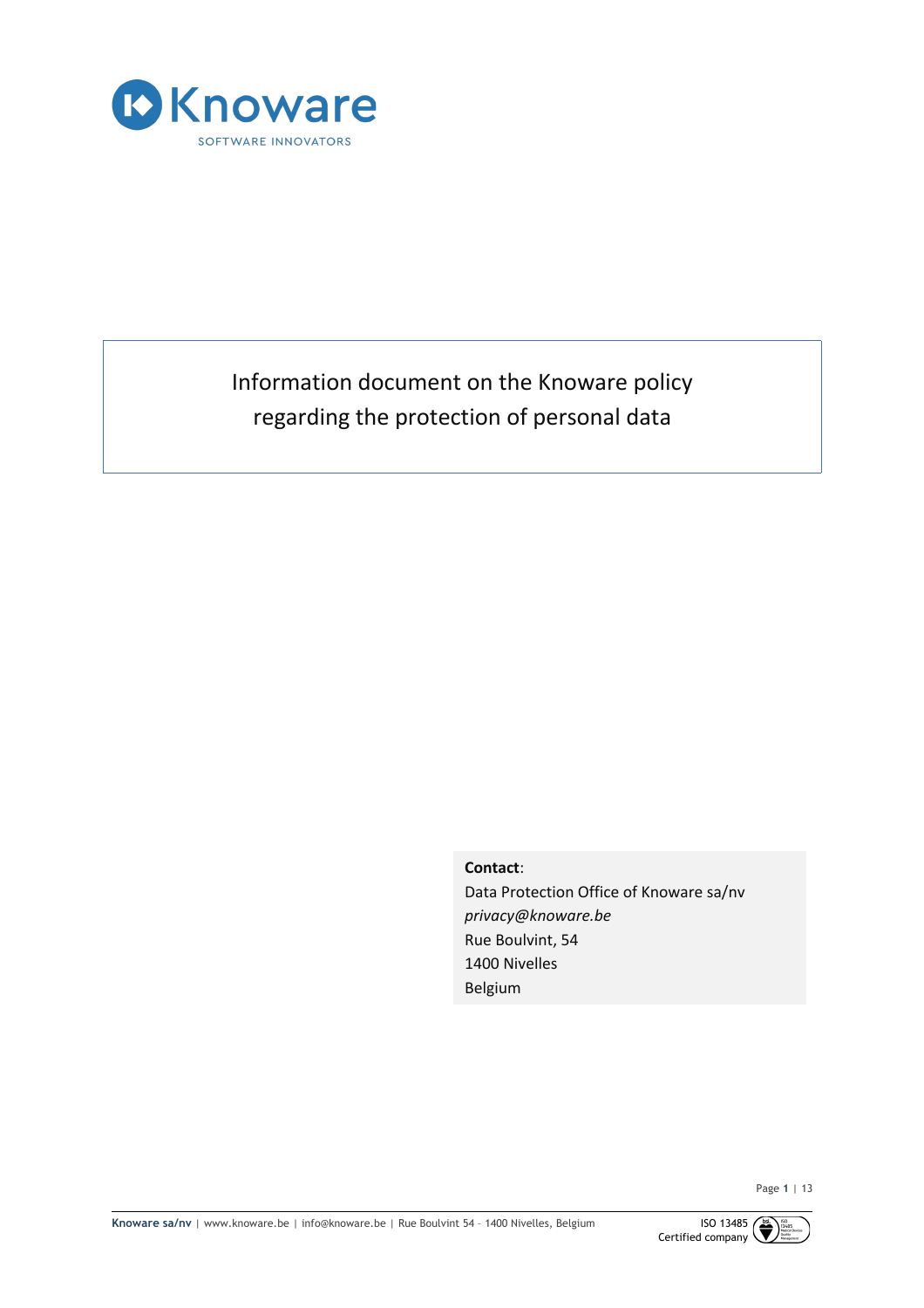Knoware

SOFTWARE INNOVATORS

# Information document on the Knoware policy regarding the protection of personal data

**Contact**:
Data Protection Office of Knoware sa/nv
*privacy@knoware.be*
Rue Boulvint, 54
1400 Nivelles
Belgium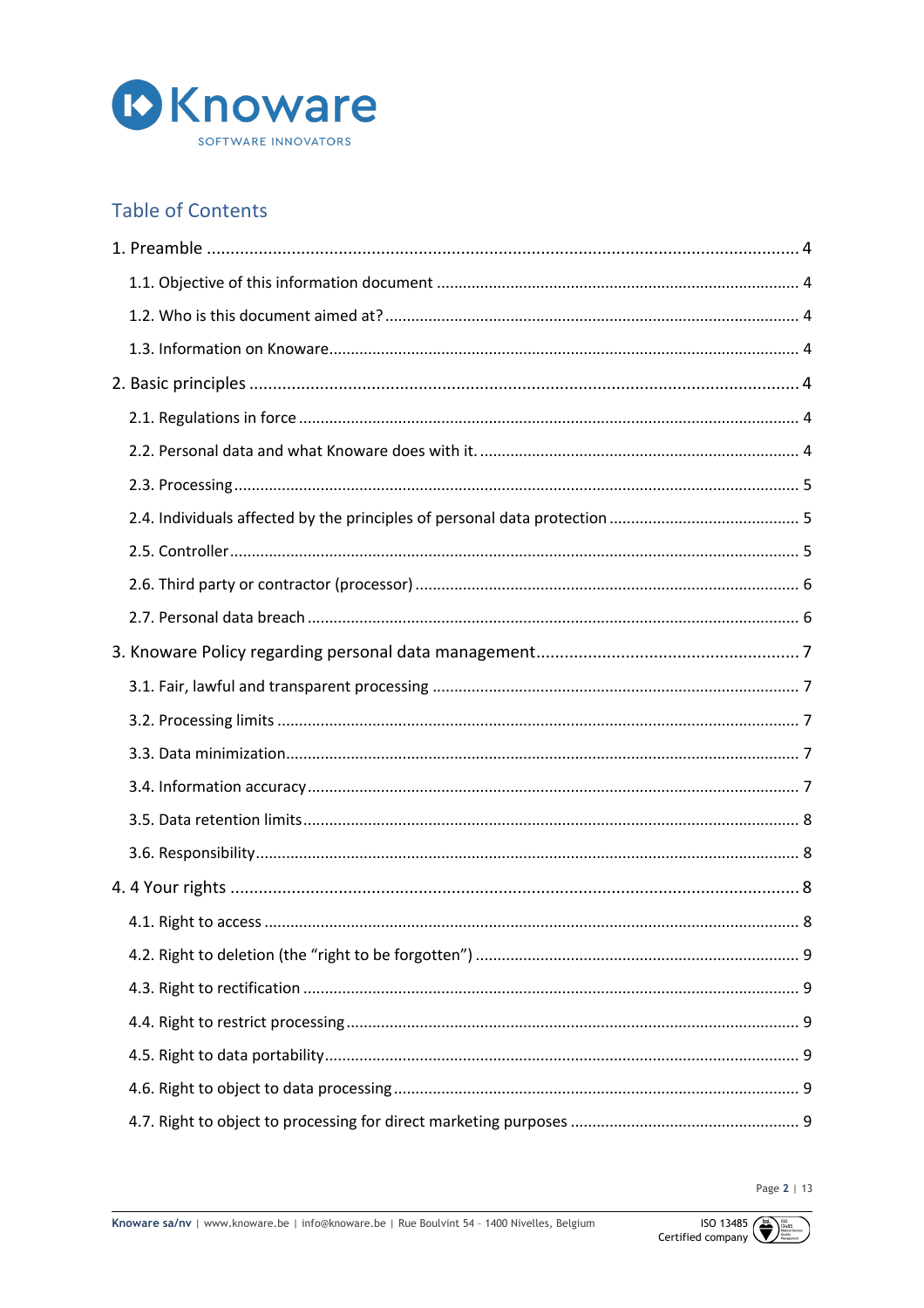## Table of Contents

1. Preamble ..... 4
   - 1.1. Objective of this information document ..... 4
   - 1.2. Who is this document aimed at? ..... 4
   - 1.3. Information on Knoware ..... 4
2. Basic principles ..... 4
   - 2.1. Regulations in force ..... 4
   - 2.2. Personal data and what Knoware does with it. ..... 4
   - 2.3. Processing ..... 5
   - 2.4. Individuals affected by the principles of personal data protection ..... 5
   - 2.5. Controller ..... 5
   - 2.6. Third party or contractor (processor) ..... 6
   - 2.7. Personal data breach ..... 6
3. Knoware Policy regarding personal data management ..... 7
   - 3.1. Fair, lawful and transparent processing ..... 7
   - 3.2. Processing limits ..... 7
   - 3.3. Data minimization ..... 7
   - 3.4. Information accuracy ..... 7
   - 3.5. Data retention limits ..... 8
   - 3.6. Responsibility ..... 8
4. 4 Your rights ..... 8
   - 4.1. Right to access ..... 8
   - 4.2. Right to deletion (the "right to be forgotten") ..... 9
   - 4.3. Right to rectification ..... 9
   - 4.4. Right to restrict processing ..... 9
   - 4.5. Right to data portability ..... 9
   - 4.6. Right to object to data processing ..... 9
   - 4.7. Right to object to processing for direct marketing purposes ..... 9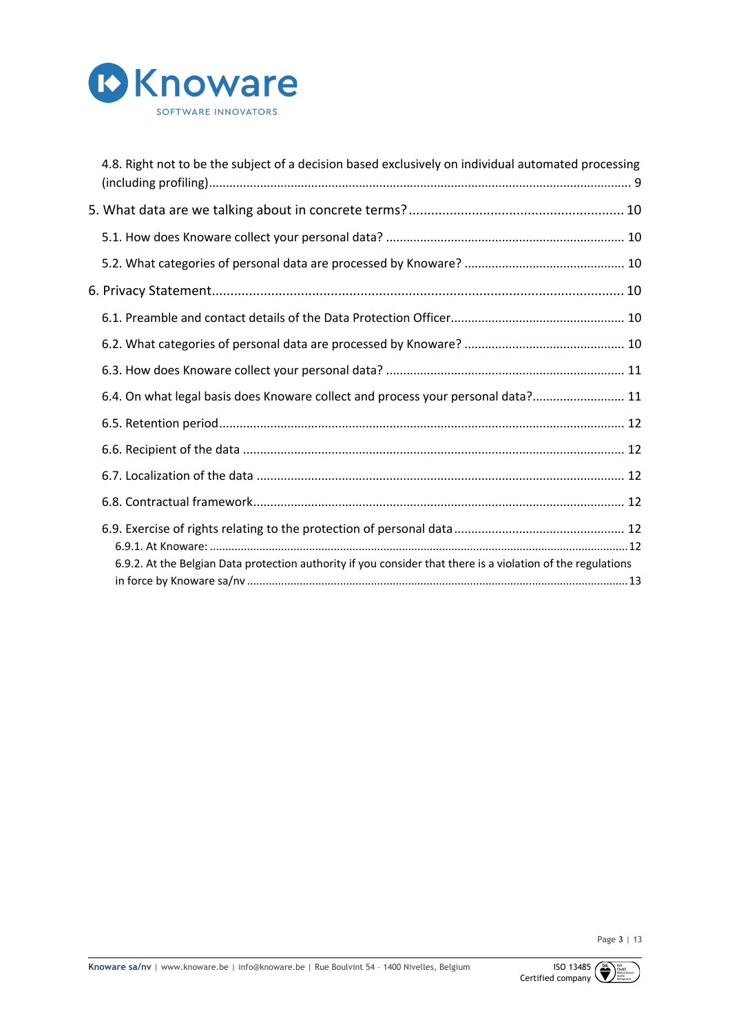4.8. Right not to be the subject of a decision based exclusively on individual automated processing (including profiling)........................................................................................................................ 9

5. What data are we talking about in concrete terms? ......................................................... 10

5.1. How does Knoware collect your personal data? ..................................................................... 10

5.2. What categories of personal data are processed by Knoware? ............................................... 10

6. Privacy Statement.............................................................................................................. 10

6.1. Preamble and contact details of the Data Protection Officer.................................................. 10

6.2. What categories of personal data are processed by Knoware? ............................................... 10

6.3. How does Knoware collect your personal data? ..................................................................... 11

6.4. On what legal basis does Knoware collect and process your personal data?.......................... 11

6.5. Retention period...................................................................................................................... 12

6.6. Recipient of the data .............................................................................................................. 12

6.7. Localization of the data .......................................................................................................... 12

6.8. Contractual framework............................................................................................................ 12

6.9. Exercise of rights relating to the protection of personal data ................................................. 12

6.9.1. At Knoware: ........................................................................................................................... 12

6.9.2. At the Belgian Data protection authority if you consider that there is a violation of the regulations in force by Knoware sa/nv ........................................................................................................ 13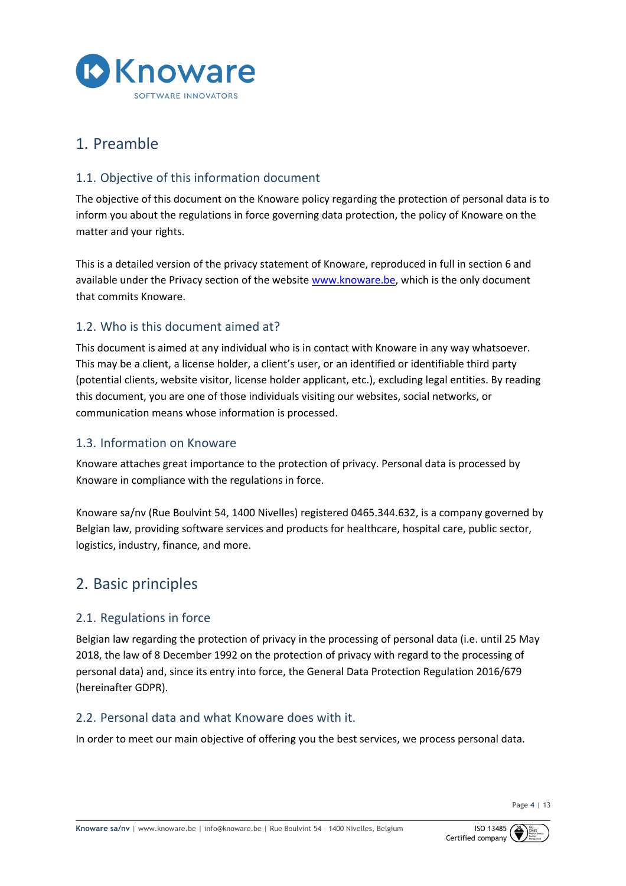# 1. Preamble

## 1.1. Objective of this information document

The objective of this document on the Knoware policy regarding the protection of personal data is to inform you about the regulations in force governing data protection, the policy of Knoware on the matter and your rights.

This is a detailed version of the privacy statement of Knoware, reproduced in full in section 6 and available under the Privacy section of the website www.knoware.be, which is the only document that commits Knoware.

## 1.2. Who is this document aimed at?

This document is aimed at any individual who is in contact with Knoware in any way whatsoever. This may be a client, a license holder, a client's user, or an identified or identifiable third party (potential clients, website visitor, license holder applicant, etc.), excluding legal entities. By reading this document, you are one of those individuals visiting our websites, social networks, or communication means whose information is processed.

## 1.3. Information on Knoware

Knoware attaches great importance to the protection of privacy. Personal data is processed by Knoware in compliance with the regulations in force.

Knoware sa/nv (Rue Boulvint 54, 1400 Nivelles) registered 0465.344.632, is a company governed by Belgian law, providing software services and products for healthcare, hospital care, public sector, logistics, industry, finance, and more.

# 2. Basic principles

## 2.1. Regulations in force

Belgian law regarding the protection of privacy in the processing of personal data (i.e. until 25 May 2018, the law of 8 December 1992 on the protection of privacy with regard to the processing of personal data) and, since its entry into force, the General Data Protection Regulation 2016/679 (hereinafter GDPR).

## 2.2. Personal data and what Knoware does with it.

In order to meet our main objective of offering you the best services, we process personal data.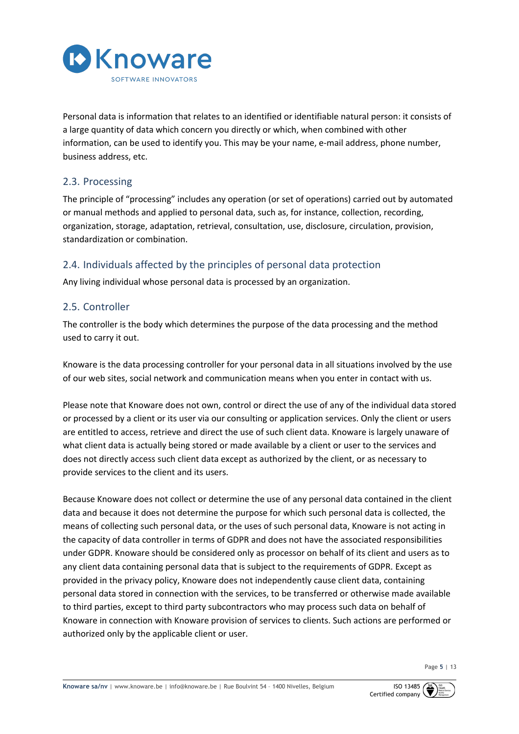Personal data is information that relates to an identified or identifiable natural person: it consists of a large quantity of data which concern you directly or which, when combined with other information, can be used to identify you. This may be your name, e-mail address, phone number, business address, etc.

## 2.3. Processing

The principle of "processing" includes any operation (or set of operations) carried out by automated or manual methods and applied to personal data, such as, for instance, collection, recording, organization, storage, adaptation, retrieval, consultation, use, disclosure, circulation, provision, standardization or combination.

## 2.4. Individuals affected by the principles of personal data protection

Any living individual whose personal data is processed by an organization.

## 2.5. Controller

The controller is the body which determines the purpose of the data processing and the method used to carry it out.

Knoware is the data processing controller for your personal data in all situations involved by the use of our web sites, social network and communication means when you enter in contact with us.

Please note that Knoware does not own, control or direct the use of any of the individual data stored or processed by a client or its user via our consulting or application services. Only the client or users are entitled to access, retrieve and direct the use of such client data. Knoware is largely unaware of what client data is actually being stored or made available by a client or user to the services and does not directly access such client data except as authorized by the client, or as necessary to provide services to the client and its users.

Because Knoware does not collect or determine the use of any personal data contained in the client data and because it does not determine the purpose for which such personal data is collected, the means of collecting such personal data, or the uses of such personal data, Knoware is not acting in the capacity of data controller in terms of GDPR and does not have the associated responsibilities under GDPR. Knoware should be considered only as processor on behalf of its client and users as to any client data containing personal data that is subject to the requirements of GDPR. Except as provided in the privacy policy, Knoware does not independently cause client data, containing personal data stored in connection with the services, to be transferred or otherwise made available to third parties, except to third party subcontractors who may process such data on behalf of Knoware in connection with Knoware provision of services to clients. Such actions are performed or authorized only by the applicable client or user.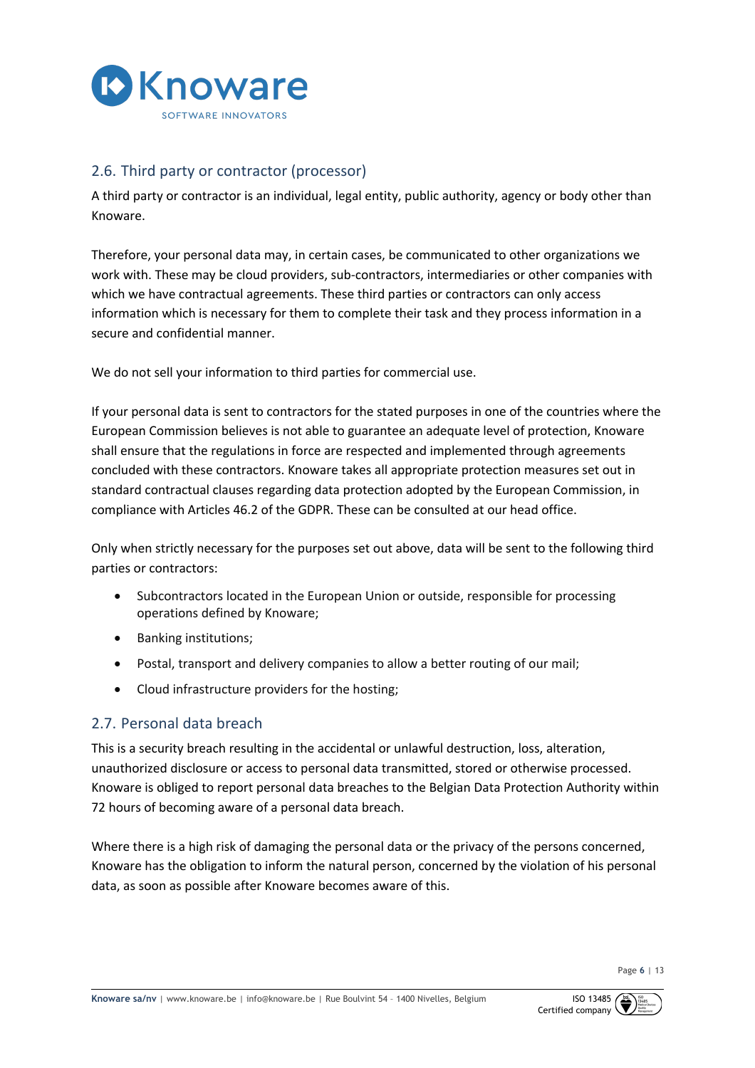## 2.6. Third party or contractor (processor)

A third party or contractor is an individual, legal entity, public authority, agency or body other than Knoware.

Therefore, your personal data may, in certain cases, be communicated to other organizations we work with. These may be cloud providers, sub-contractors, intermediaries or other companies with which we have contractual agreements. These third parties or contractors can only access information which is necessary for them to complete their task and they process information in a secure and confidential manner.

We do not sell your information to third parties for commercial use.

If your personal data is sent to contractors for the stated purposes in one of the countries where the European Commission believes is not able to guarantee an adequate level of protection, Knoware shall ensure that the regulations in force are respected and implemented through agreements concluded with these contractors. Knoware takes all appropriate protection measures set out in standard contractual clauses regarding data protection adopted by the European Commission, in compliance with Articles 46.2 of the GDPR. These can be consulted at our head office.

Only when strictly necessary for the purposes set out above, data will be sent to the following third parties or contractors:

- Subcontractors located in the European Union or outside, responsible for processing operations defined by Knoware;
- Banking institutions;
- Postal, transport and delivery companies to allow a better routing of our mail;
- Cloud infrastructure providers for the hosting;

## 2.7. Personal data breach

This is a security breach resulting in the accidental or unlawful destruction, loss, alteration, unauthorized disclosure or access to personal data transmitted, stored or otherwise processed. Knoware is obliged to report personal data breaches to the Belgian Data Protection Authority within 72 hours of becoming aware of a personal data breach.

Where there is a high risk of damaging the personal data or the privacy of the persons concerned, Knoware has the obligation to inform the natural person, concerned by the violation of his personal data, as soon as possible after Knoware becomes aware of this.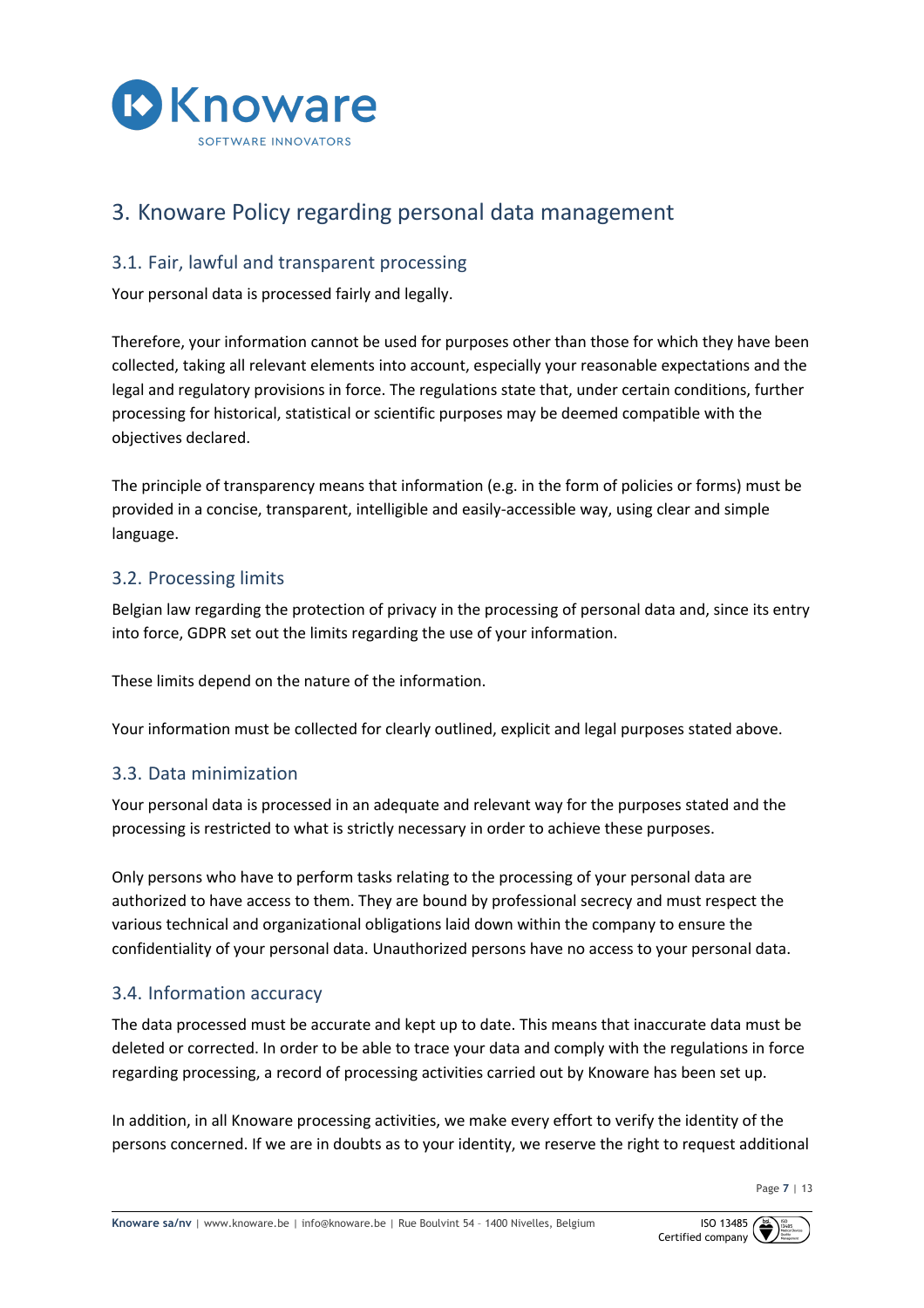# 3. Knoware Policy regarding personal data management

## 3.1. Fair, lawful and transparent processing

Your personal data is processed fairly and legally.

Therefore, your information cannot be used for purposes other than those for which they have been collected, taking all relevant elements into account, especially your reasonable expectations and the legal and regulatory provisions in force. The regulations state that, under certain conditions, further processing for historical, statistical or scientific purposes may be deemed compatible with the objectives declared.

The principle of transparency means that information (e.g. in the form of policies or forms) must be provided in a concise, transparent, intelligible and easily-accessible way, using clear and simple language.

## 3.2. Processing limits

Belgian law regarding the protection of privacy in the processing of personal data and, since its entry into force, GDPR set out the limits regarding the use of your information.

These limits depend on the nature of the information.

Your information must be collected for clearly outlined, explicit and legal purposes stated above.

## 3.3. Data minimization

Your personal data is processed in an adequate and relevant way for the purposes stated and the processing is restricted to what is strictly necessary in order to achieve these purposes.

Only persons who have to perform tasks relating to the processing of your personal data are authorized to have access to them. They are bound by professional secrecy and must respect the various technical and organizational obligations laid down within the company to ensure the confidentiality of your personal data. Unauthorized persons have no access to your personal data.

## 3.4. Information accuracy

The data processed must be accurate and kept up to date. This means that inaccurate data must be deleted or corrected. In order to be able to trace your data and comply with the regulations in force regarding processing, a record of processing activities carried out by Knoware has been set up.

In addition, in all Knoware processing activities, we make every effort to verify the identity of the persons concerned. If we are in doubts as to your identity, we reserve the right to request additional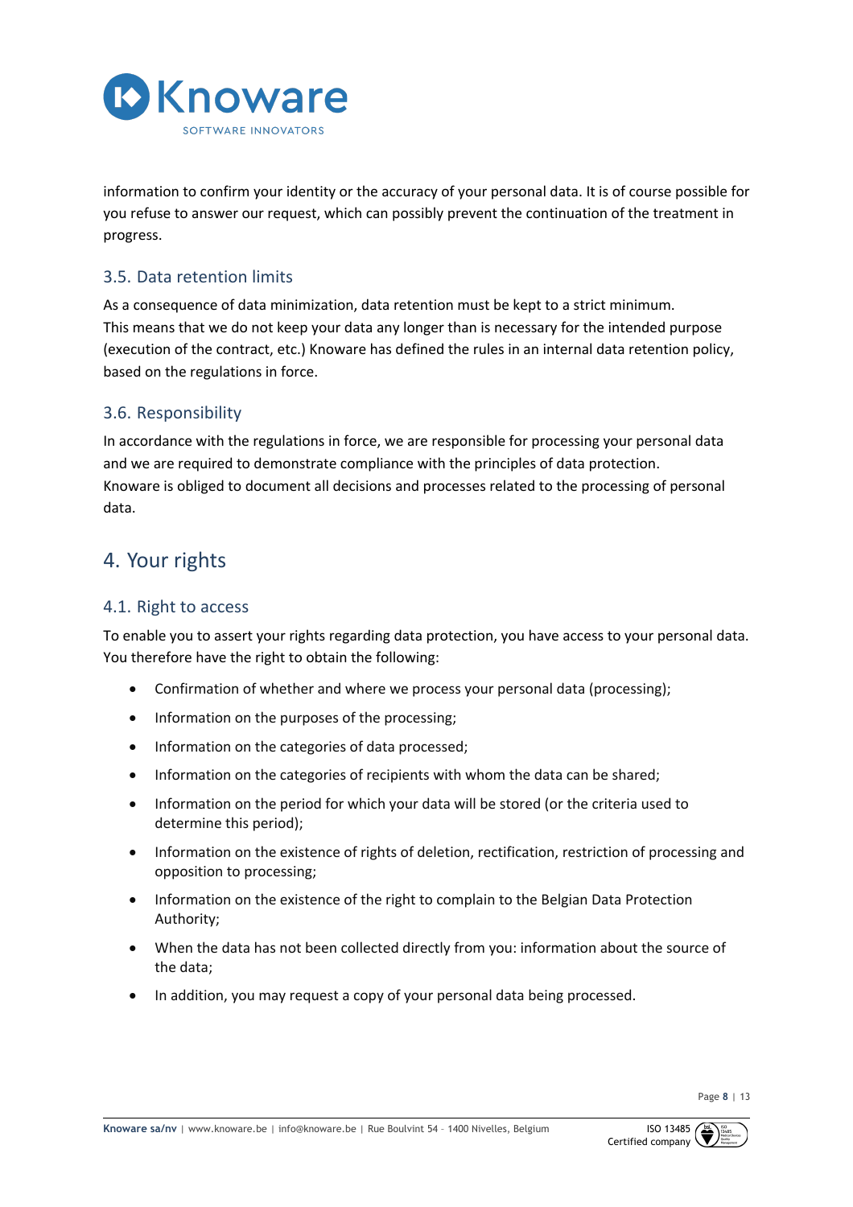information to confirm your identity or the accuracy of your personal data. It is of course possible for you refuse to answer our request, which can possibly prevent the continuation of the treatment in progress.

### 3.5. Data retention limits

As a consequence of data minimization, data retention must be kept to a strict minimum.
This means that we do not keep your data any longer than is necessary for the intended purpose (execution of the contract, etc.) Knoware has defined the rules in an internal data retention policy, based on the regulations in force.

### 3.6. Responsibility

In accordance with the regulations in force, we are responsible for processing your personal data and we are required to demonstrate compliance with the principles of data protection.
Knoware is obliged to document all decisions and processes related to the processing of personal data.

## 4. Your rights

### 4.1. Right to access

To enable you to assert your rights regarding data protection, you have access to your personal data. You therefore have the right to obtain the following:

- Confirmation of whether and where we process your personal data (processing);
- Information on the purposes of the processing;
- Information on the categories of data processed;
- Information on the categories of recipients with whom the data can be shared;
- Information on the period for which your data will be stored (or the criteria used to determine this period);
- Information on the existence of rights of deletion, rectification, restriction of processing and opposition to processing;
- Information on the existence of the right to complain to the Belgian Data Protection Authority;
- When the data has not been collected directly from you: information about the source of the data;
- In addition, you may request a copy of your personal data being processed.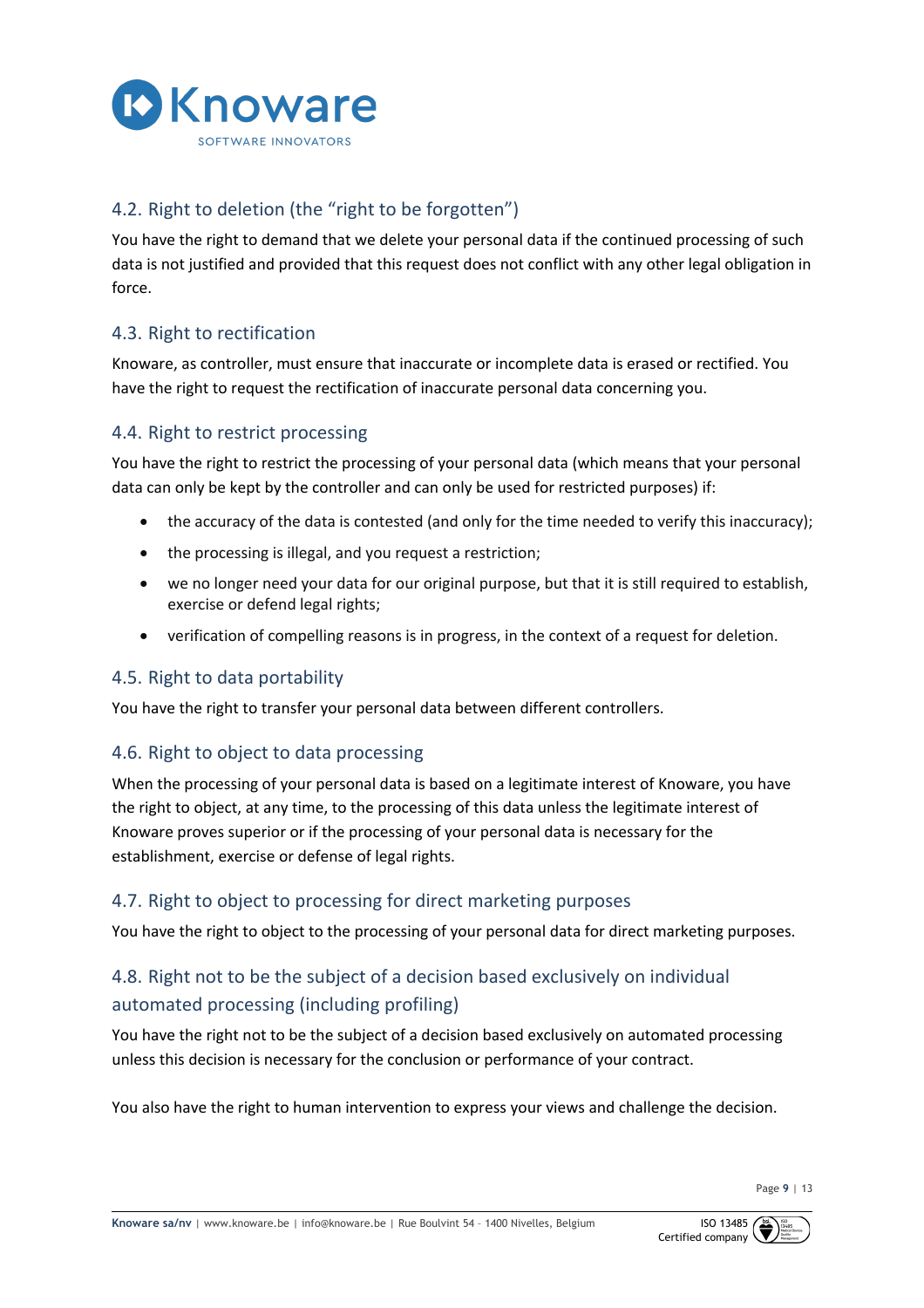## 4.2. Right to deletion (the "right to be forgotten")

You have the right to demand that we delete your personal data if the continued processing of such data is not justified and provided that this request does not conflict with any other legal obligation in force.

## 4.3. Right to rectification

Knoware, as controller, must ensure that inaccurate or incomplete data is erased or rectified. You have the right to request the rectification of inaccurate personal data concerning you.

## 4.4. Right to restrict processing

You have the right to restrict the processing of your personal data (which means that your personal data can only be kept by the controller and can only be used for restricted purposes) if:

- the accuracy of the data is contested (and only for the time needed to verify this inaccuracy);
- the processing is illegal, and you request a restriction;
- we no longer need your data for our original purpose, but that it is still required to establish, exercise or defend legal rights;
- verification of compelling reasons is in progress, in the context of a request for deletion.

## 4.5. Right to data portability

You have the right to transfer your personal data between different controllers.

## 4.6. Right to object to data processing

When the processing of your personal data is based on a legitimate interest of Knoware, you have the right to object, at any time, to the processing of this data unless the legitimate interest of Knoware proves superior or if the processing of your personal data is necessary for the establishment, exercise or defense of legal rights.

## 4.7. Right to object to processing for direct marketing purposes

You have the right to object to the processing of your personal data for direct marketing purposes.

## 4.8. Right not to be the subject of a decision based exclusively on individual automated processing (including profiling)

You have the right not to be the subject of a decision based exclusively on automated processing unless this decision is necessary for the conclusion or performance of your contract.

You also have the right to human intervention to express your views and challenge the decision.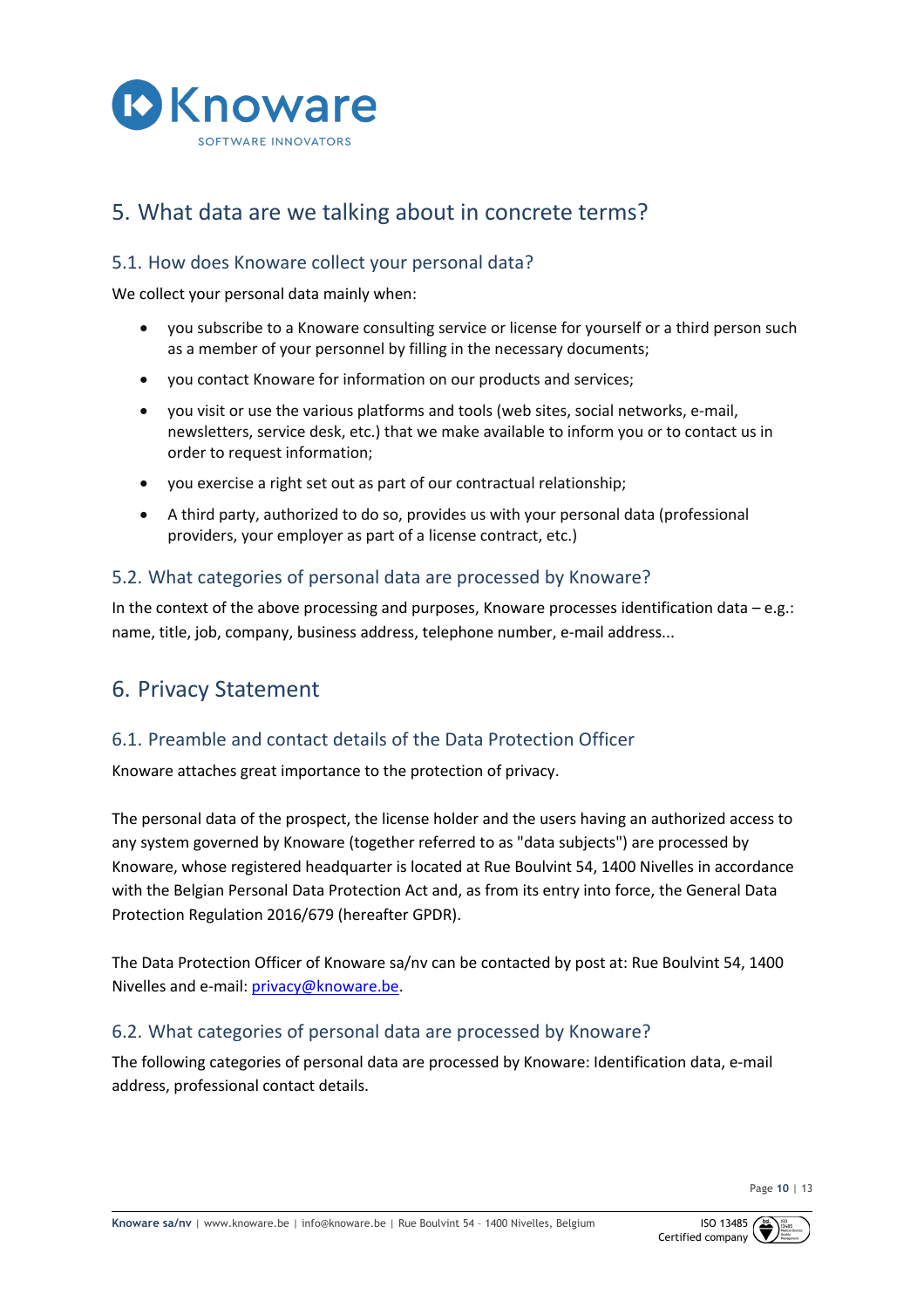# 5. What data are we talking about in concrete terms?

## 5.1. How does Knoware collect your personal data?

We collect your personal data mainly when:

- you subscribe to a Knoware consulting service or license for yourself or a third person such as a member of your personnel by filling in the necessary documents;
- you contact Knoware for information on our products and services;
- you visit or use the various platforms and tools (web sites, social networks, e-mail, newsletters, service desk, etc.) that we make available to inform you or to contact us in order to request information;
- you exercise a right set out as part of our contractual relationship;
- A third party, authorized to do so, provides us with your personal data (professional providers, your employer as part of a license contract, etc.)

## 5.2. What categories of personal data are processed by Knoware?

In the context of the above processing and purposes, Knoware processes identification data – e.g.: name, title, job, company, business address, telephone number, e-mail address...

# 6. Privacy Statement

## 6.1. Preamble and contact details of the Data Protection Officer

Knoware attaches great importance to the protection of privacy.

The personal data of the prospect, the license holder and the users having an authorized access to any system governed by Knoware (together referred to as "data subjects") are processed by Knoware, whose registered headquarter is located at Rue Boulvint 54, 1400 Nivelles in accordance with the Belgian Personal Data Protection Act and, as from its entry into force, the General Data Protection Regulation 2016/679 (hereafter GPDR).

The Data Protection Officer of Knoware sa/nv can be contacted by post at: Rue Boulvint 54, 1400 Nivelles and e-mail: privacy@knoware.be.

## 6.2. What categories of personal data are processed by Knoware?

The following categories of personal data are processed by Knoware: Identification data, e-mail address, professional contact details.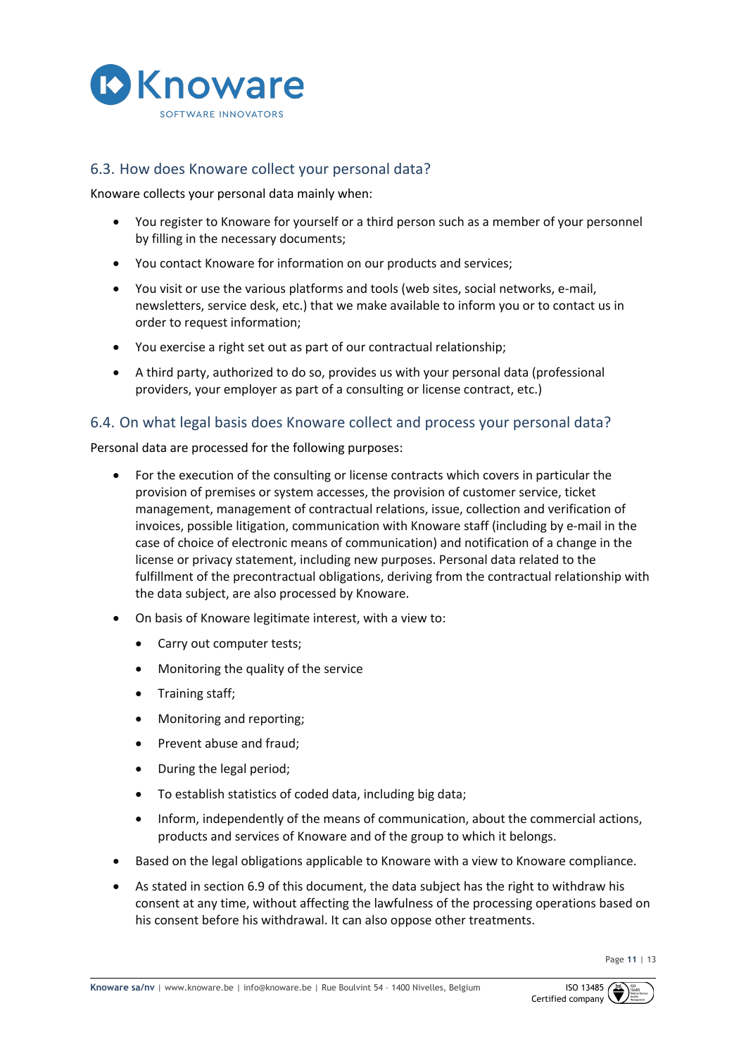## 6.3. How does Knoware collect your personal data?

Knoware collects your personal data mainly when:

- You register to Knoware for yourself or a third person such as a member of your personnel by filling in the necessary documents;
- You contact Knoware for information on our products and services;
- You visit or use the various platforms and tools (web sites, social networks, e-mail, newsletters, service desk, etc.) that we make available to inform you or to contact us in order to request information;
- You exercise a right set out as part of our contractual relationship;
- A third party, authorized to do so, provides us with your personal data (professional providers, your employer as part of a consulting or license contract, etc.)

## 6.4. On what legal basis does Knoware collect and process your personal data?

Personal data are processed for the following purposes:

- For the execution of the consulting or license contracts which covers in particular the provision of premises or system accesses, the provision of customer service, ticket management, management of contractual relations, issue, collection and verification of invoices, possible litigation, communication with Knoware staff (including by e-mail in the case of choice of electronic means of communication) and notification of a change in the license or privacy statement, including new purposes. Personal data related to the fulfillment of the precontractual obligations, deriving from the contractual relationship with the data subject, are also processed by Knoware.
- On basis of Knoware legitimate interest, with a view to:
  - Carry out computer tests;
  - Monitoring the quality of the service
  - Training staff;
  - Monitoring and reporting;
  - Prevent abuse and fraud;
  - During the legal period;
  - To establish statistics of coded data, including big data;
  - Inform, independently of the means of communication, about the commercial actions, products and services of Knoware and of the group to which it belongs.
- Based on the legal obligations applicable to Knoware with a view to Knoware compliance.
- As stated in section 6.9 of this document, the data subject has the right to withdraw his consent at any time, without affecting the lawfulness of the processing operations based on his consent before his withdrawal. It can also oppose other treatments.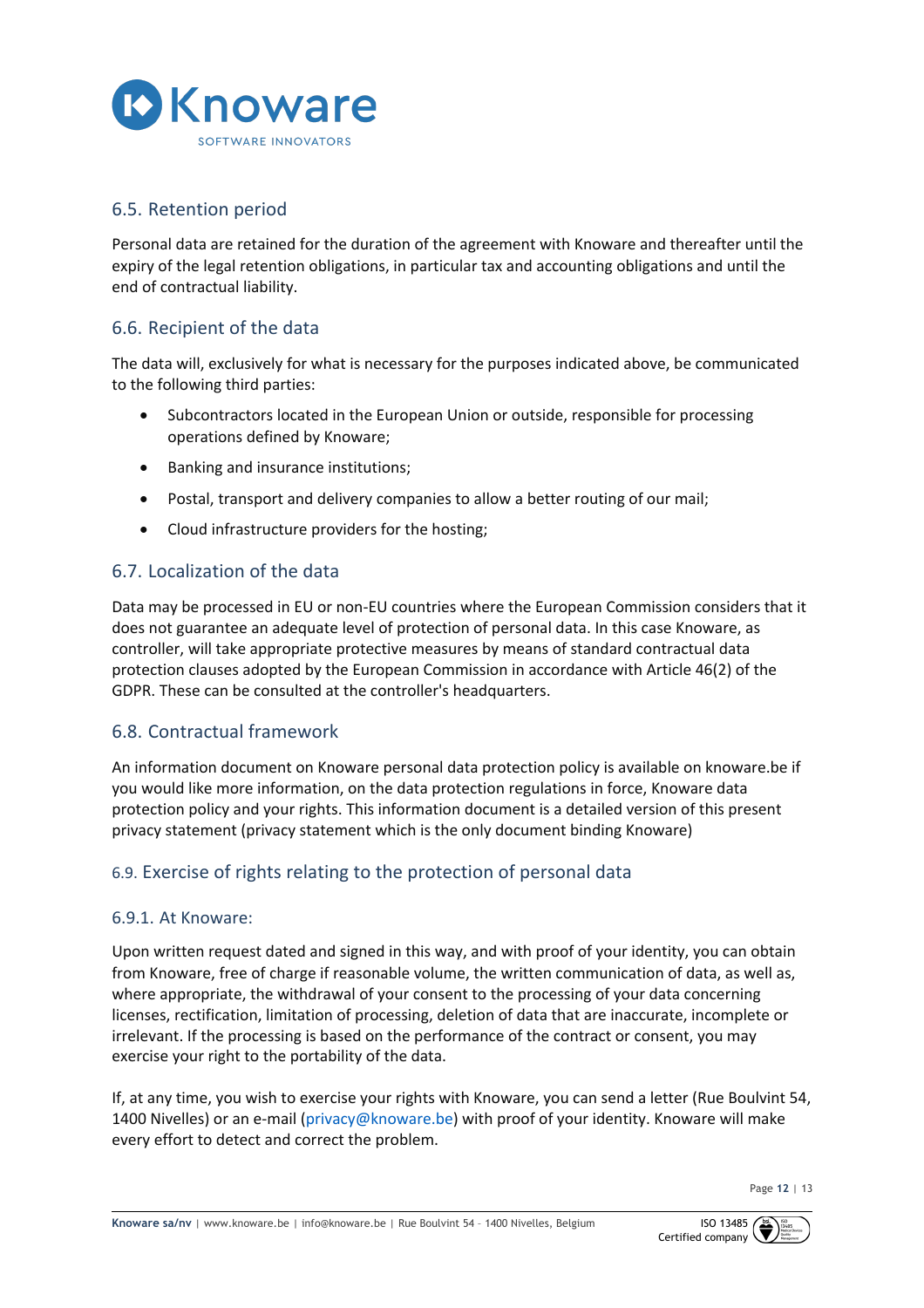## 6.5. Retention period

Personal data are retained for the duration of the agreement with Knoware and thereafter until the expiry of the legal retention obligations, in particular tax and accounting obligations and until the end of contractual liability.

## 6.6. Recipient of the data

The data will, exclusively for what is necessary for the purposes indicated above, be communicated to the following third parties:

- Subcontractors located in the European Union or outside, responsible for processing operations defined by Knoware;
- Banking and insurance institutions;
- Postal, transport and delivery companies to allow a better routing of our mail;
- Cloud infrastructure providers for the hosting;

## 6.7. Localization of the data

Data may be processed in EU or non-EU countries where the European Commission considers that it does not guarantee an adequate level of protection of personal data. In this case Knoware, as controller, will take appropriate protective measures by means of standard contractual data protection clauses adopted by the European Commission in accordance with Article 46(2) of the GDPR. These can be consulted at the controller's headquarters.

## 6.8. Contractual framework

An information document on Knoware personal data protection policy is available on knoware.be if you would like more information, on the data protection regulations in force, Knoware data protection policy and your rights. This information document is a detailed version of this present privacy statement (privacy statement which is the only document binding Knoware)

## 6.9. Exercise of rights relating to the protection of personal data

### 6.9.1. At Knoware:

Upon written request dated and signed in this way, and with proof of your identity, you can obtain from Knoware, free of charge if reasonable volume, the written communication of data, as well as, where appropriate, the withdrawal of your consent to the processing of your data concerning licenses, rectification, limitation of processing, deletion of data that are inaccurate, incomplete or irrelevant. If the processing is based on the performance of the contract or consent, you may exercise your right to the portability of the data.

If, at any time, you wish to exercise your rights with Knoware, you can send a letter (Rue Boulvint 54, 1400 Nivelles) or an e-mail (privacy@knoware.be) with proof of your identity. Knoware will make every effort to detect and correct the problem.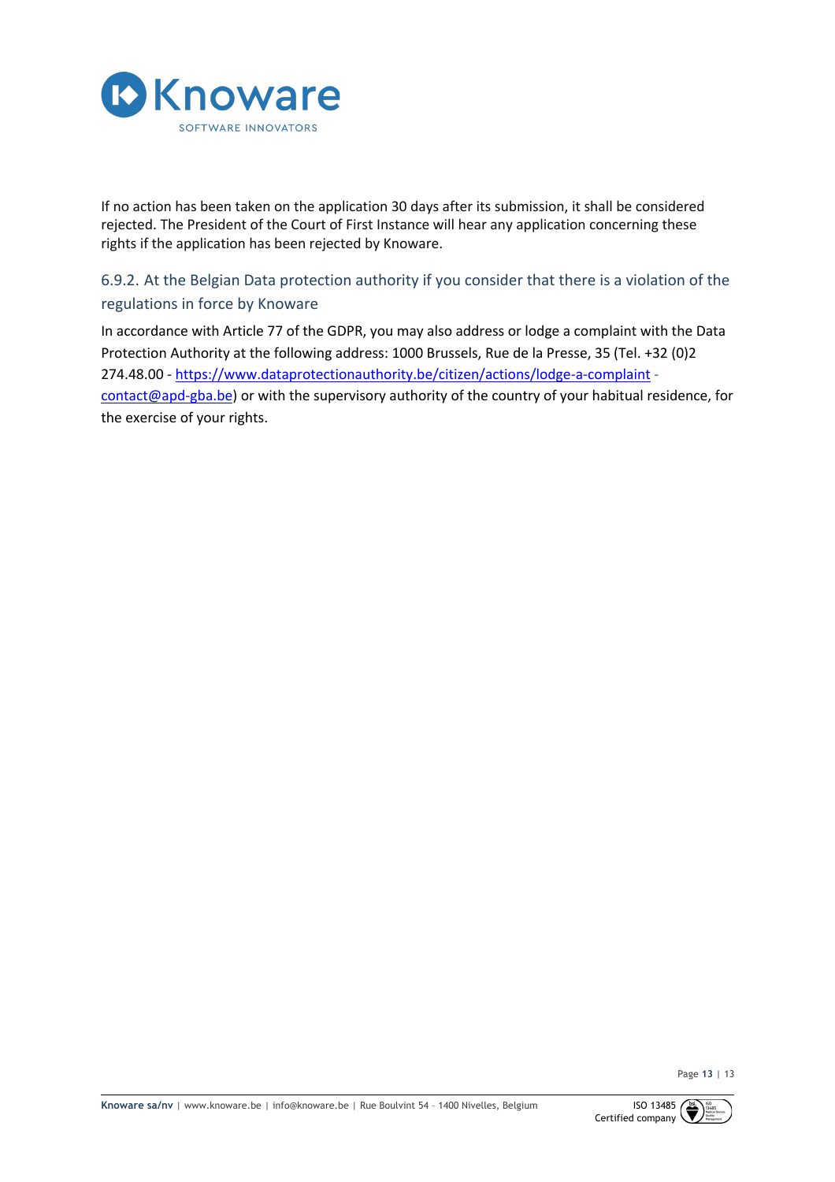If no action has been taken on the application 30 days after its submission, it shall be considered rejected. The President of the Court of First Instance will hear any application concerning these rights if the application has been rejected by Knoware.

### 6.9.2. At the Belgian Data protection authority if you consider that there is a violation of the regulations in force by Knoware

In accordance with Article 77 of the GDPR, you may also address or lodge a complaint with the Data Protection Authority at the following address: 1000 Brussels, Rue de la Presse, 35 (Tel. +32 (0)2 274.48.00 - https://www.dataprotectionauthority.be/citizen/actions/lodge-a-complaint - contact@apd-gba.be) or with the supervisory authority of the country of your habitual residence, for the exercise of your rights.